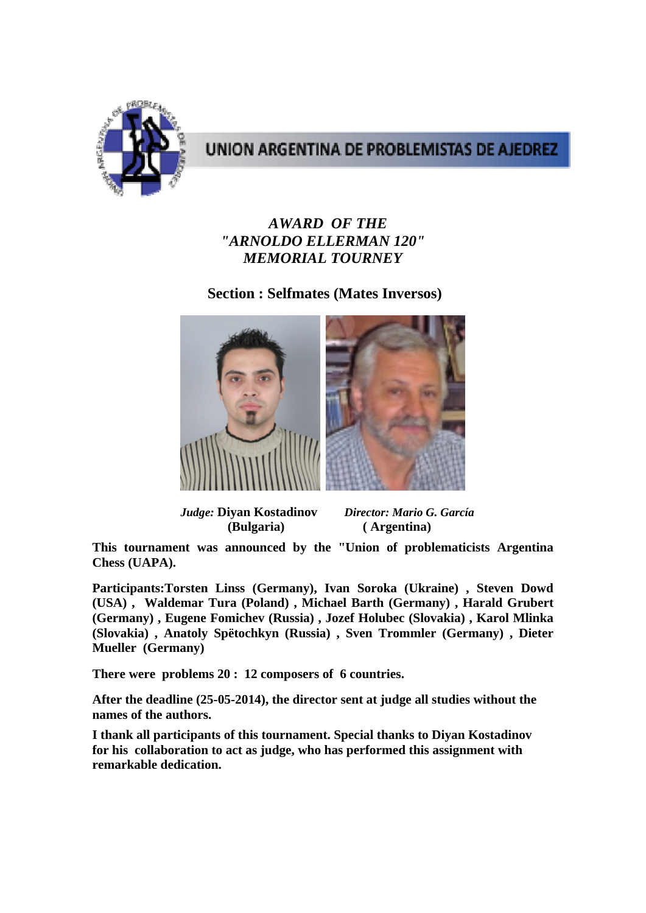UNION ARGENTINA DE PROBLEMISTAS DE AJEDREZ

# *AWARD OF THE "ARNOLDO ELLERMAN 120" MEMORIAL TOURNEY*

## Section : Selfmates (Mates Inversos)

*Judge:* **Diyan Kostadinov (Bulgaria)** *Director: Mario G. García* **( Argentina)**

**This tournament was announced by the "Union of problematicists Argentina Chess (UAPA).**

**Participants:Torsten Linss (Germany), Ivan Soroka (Ukraine) , Steven Dowd (USA) , Waldemar Tura (Poland) , Michael Barth (Germany) , Harald Grubert (Germany) , Eugene Fomichev (Russia) , Jozef Holubec (Slovakia) , Karol Mlinka (Slovakia) , Anatoly Spëtochkyn (Russia) , Sven Trommler (Germany) , Dieter Mueller (Germany)**

**There were problems 20 : 12 composers of 6 countries.**

**After the deadline (25-05-2014), the director sent at judge all studies without the names of the authors.**

**I thank all participants of this tournament. Special thanks to Diyan Kostadinov for his collaboration to act as judge, who has performed this assignment with remarkable dedication.**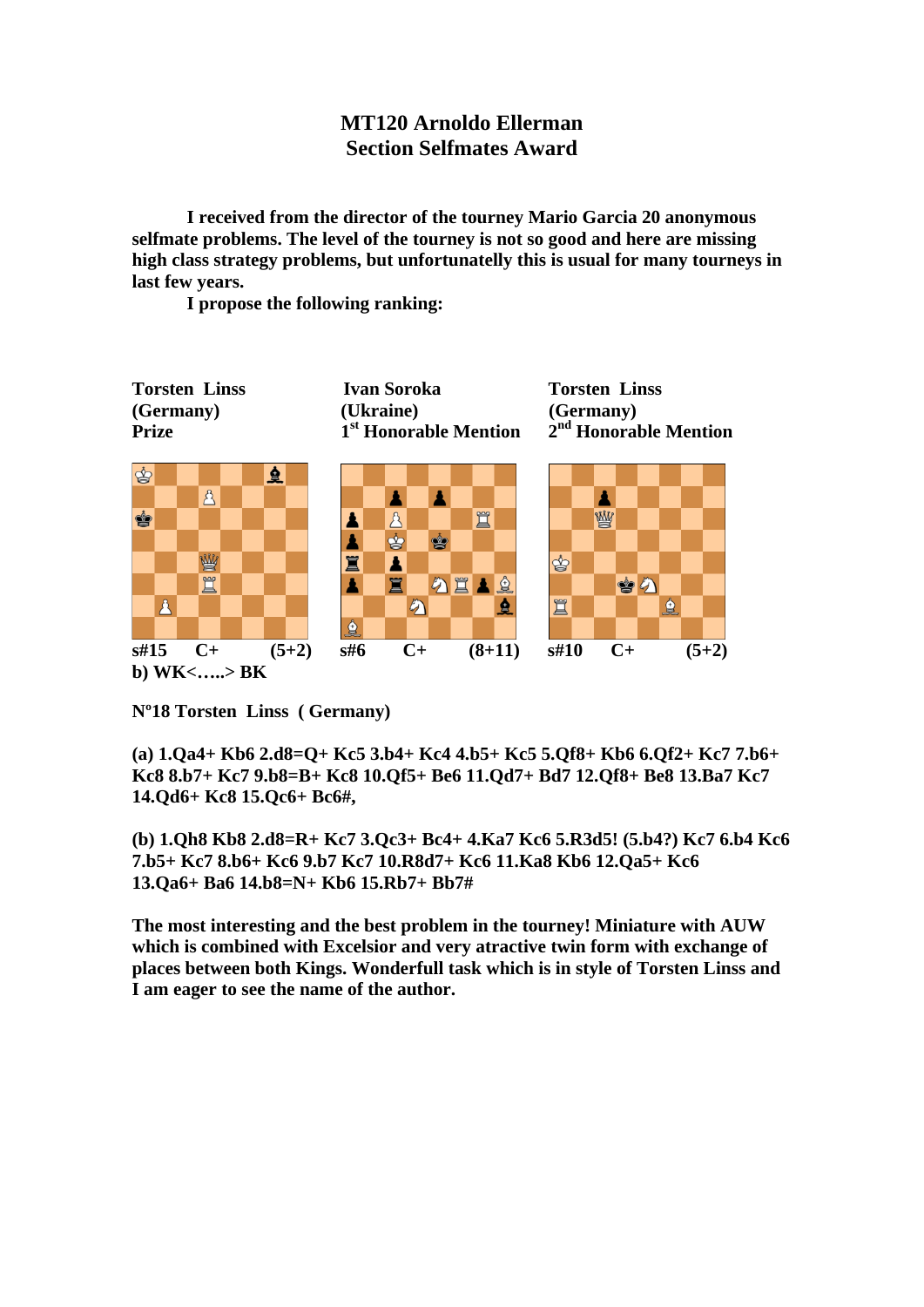# MT120 Arnoldo Ellerman
## Section Selfmates Award

I received from the director of the tourney Mario Garcia 20 anonymous selfmate problems. The level of the tourney is not so good and here are missing high class strategy problems, but unfortunatelly this is usual for many tourneys in last few years.

I propose the following ranking:

| Torsten Linss (Germany) Prize | Ivan Soroka (Ukraine) 1st Honorable Mention | Torsten Linss (Germany) 2nd Honorable Mention |
|---|---|---|
| s#15 C+ (5+2) | s#6 C+ (8+11) | s#10 C+ (5+2) |
| b) WK<…..> BK | | |

**Nº18 Torsten Linss ( Germany)**

**(a) 1.Qa4+ Kb6 2.d8=Q+ Kc5 3.b4+ Kc4 4.b5+ Kc5 5.Qf8+ Kb6 6.Qf2+ Kc7 7.b6+ Kc8 8.b7+ Kc7 9.b8=B+ Kc8 10.Qf5+ Be6 11.Qd7+ Bd7 12.Qf8+ Be8 13.Ba7 Kc7 14.Qd6+ Kc8 15.Qc6+ Bc6#,**

**(b) 1.Qh8 Kb8 2.d8=R+ Kc7 3.Qc3+ Bc4+ 4.Ka7 Kc6 5.R3d5! (5.b4?) Kc7 6.b4 Kc6 7.b5+ Kc7 8.b6+ Kc6 9.b7 Kc7 10.R8d7+ Kc6 11.Ka8 Kb6 12.Qa5+ Kc6 13.Qa6+ Ba6 14.b8=N+ Kb6 15.Rb7+ Bb7#**

**The most interesting and the best problem in the tourney! Miniature with AUW which is combined with Excelsior and very atractive twin form with exchange of places between both Kings. Wonderfull task which is in style of Torsten Linss and I am eager to see the name of the author.**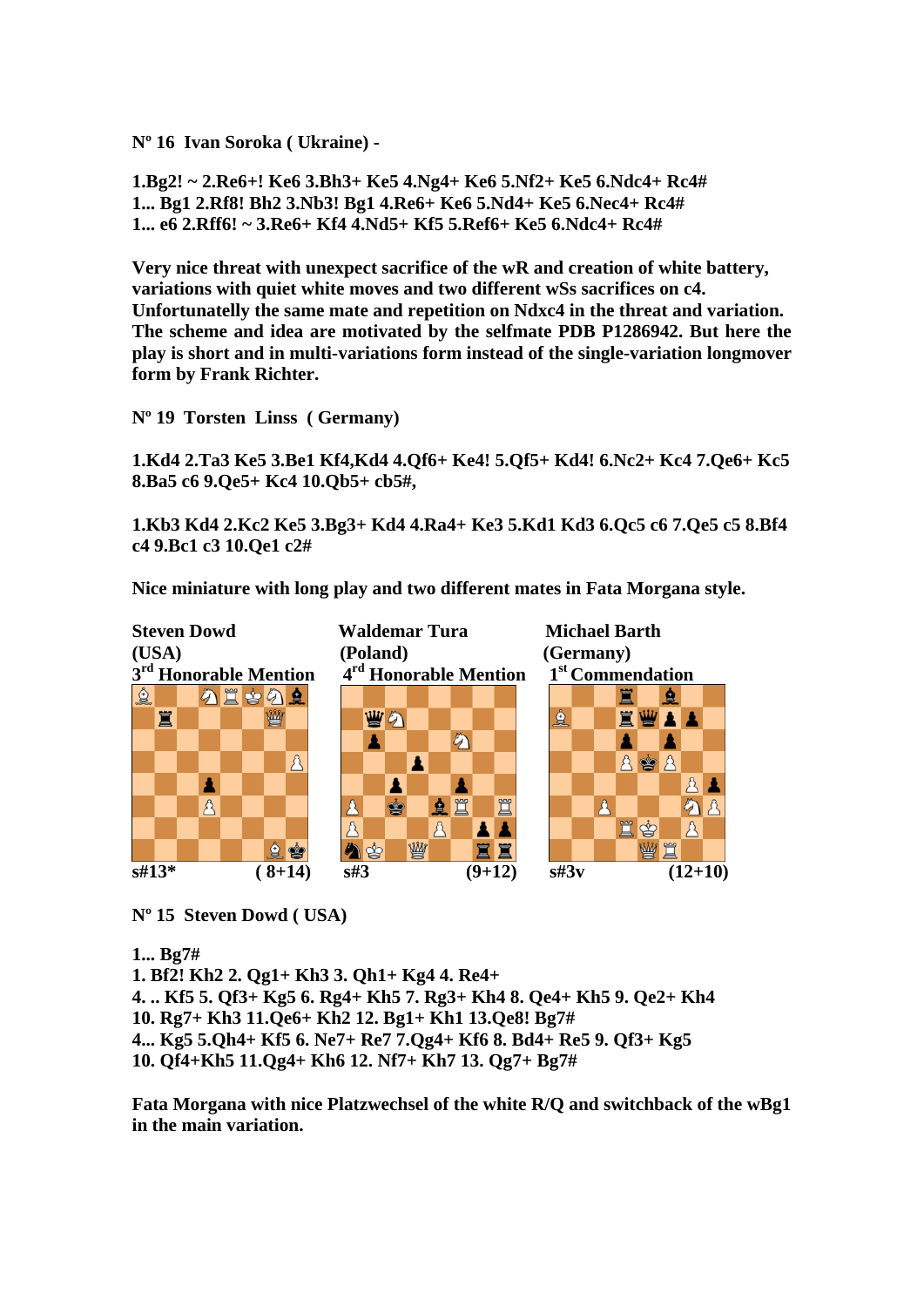**Nº 16 Ivan Soroka ( Ukraine) -**

**1.Bg2! ~ 2.Re6+! Ke6 3.Bh3+ Ke5 4.Ng4+ Ke6 5.Nf2+ Ke5 6.Ndc4+ Rc4#**
**1... Bg1 2.Rf8! Bh2 3.Nb3! Bg1 4.Re6+ Ke6 5.Nd4+ Ke5 6.Nec4+ Rc4#**
**1... e6 2.Rff6! ~ 3.Re6+ Kf4 4.Nd5+ Kf5 5.Ref6+ Ke5 6.Ndc4+ Rc4#**

**Very nice threat with unexpect sacrifice of the wR and creation of white battery, variations with quiet white moves and two different wSs sacrifices on c4. Unfortunatelly the same mate and repetition on Ndxc4 in the threat and variation. The scheme and idea are motivated by the selfmate PDB P1286942. But here the play is short and in multi-variations form instead of the single-variation longmover form by Frank Richter.**

**Nº 19 Torsten Linss ( Germany)**

**1.Kd4 2.Ta3 Ke5 3.Be1 Kf4,Kd4 4.Qf6+ Ke4! 5.Qf5+ Kd4! 6.Nc2+ Kc4 7.Qe6+ Kc5 8.Ba5 c6 9.Qe5+ Kc4 10.Qb5+ cb5#,**

**1.Kb3 Kd4 2.Kc2 Ke5 3.Bg3+ Kd4 4.Ra4+ Ke3 5.Kd1 Kd3 6.Qc5 c6 7.Qe5 c5 8.Bf4 c4 9.Bc1 c3 10.Qe1 c2#**

**Nice miniature with long play and two different mates in Fata Morgana style.**

| Steven Dowd (USA) 3rd Honorable Mention | Waldemar Tura (Poland) 4th Honorable Mention | Michael Barth (Germany) 1st Commendation |
|---|---|---|
| s#13* (8+14) | s#3 (9+12) | s#3v (12+10) |

**Nº 15 Steven Dowd ( USA)**

**1... Bg7#**
**1. Bf2! Kh2 2. Qg1+ Kh3 3. Qh1+ Kg4 4. Re4+**
**4. .. Kf5 5. Qf3+ Kg5 6. Rg4+ Kh5 7. Rg3+ Kh4 8. Qe4+ Kh5 9. Qe2+ Kh4 10. Rg7+ Kh3 11.Qe6+ Kh2 12. Bg1+ Kh1 13.Qe8! Bg7#**
**4... Kg5 5.Qh4+ Kf5 6. Ne7+ Re7 7.Qg4+ Kf6 8. Bd4+ Re5 9. Qf3+ Kg5 10. Qf4+Kh5 11.Qg4+ Kh6 12. Nf7+ Kh7 13. Qg7+ Bg7#**

**Fata Morgana with nice Platzwechsel of the white R/Q and switchback of the wBg1 in the main variation.**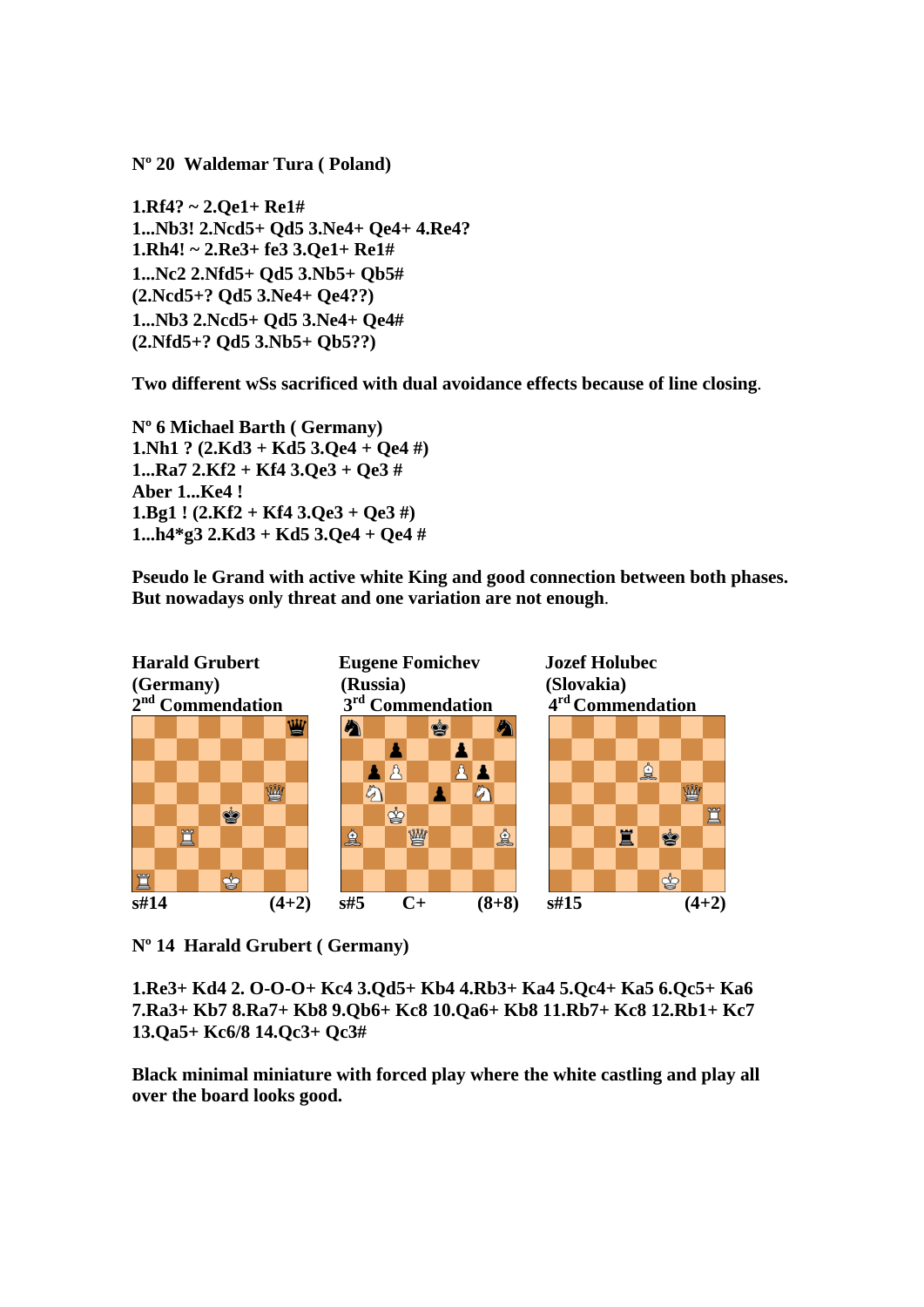**Nº 20 Waldemar Tura ( Poland)**

**1.Rf4? ~ 2.Qe1+ Re1#**
**1...Nb3! 2.Ncd5+ Qd5 3.Ne4+ Qe4+ 4.Re4?**
**1.Rh4! ~ 2.Re3+ fe3 3.Qe1+ Re1#**
**1...Nc2 2.Nfd5+ Qd5 3.Nb5+ Qb5#**
**(2.Ncd5+? Qd5 3.Ne4+ Qe4??)**
**1...Nb3 2.Ncd5+ Qd5 3.Ne4+ Qe4#**
**(2.Nfd5+? Qd5 3.Nb5+ Qb5??)**

**Two different wSs sacrificed with dual avoidance effects because of line closing**.

**Nº 6 Michael Barth ( Germany)**
**1.Nh1 ? (2.Kd3 + Kd5 3.Qe4 + Qe4 #)**
**1...Ra7 2.Kf2 + Kf4 3.Qe3 + Qe3 #**
**Aber 1...Ke4 !**
**1.Bg1 ! (2.Kf2 + Kf4 3.Qe3 + Qe3 #)**
**1...h4*g3 2.Kd3 + Kd5 3.Qe4 + Qe4 #**

**Pseudo le Grand with active white King and good connection between both phases. But nowadays only threat and one variation are not enough**.

**Harald Grubert (Germany)**
**2nd Commendation**

**s#14 (4+2)**

**Eugene Fomichev (Russia)**
**3rd Commendation**

**s#5 C+ (8+8)**

**Jozef Holubec (Slovakia)**
**4rd Commendation**

**s#15 (4+2)**

**Nº 14 Harald Grubert ( Germany)**

**1.Re3+ Kd4 2. O-O-O+ Kc4 3.Qd5+ Kb4 4.Rb3+ Ka4 5.Qc4+ Ka5 6.Qc5+ Ka6 7.Ra3+ Kb7 8.Ra7+ Kb8 9.Qb6+ Kc8 10.Qa6+ Kb8 11.Rb7+ Kc8 12.Rb1+ Kc7 13.Qa5+ Kc6/8 14.Qc3+ Qc3#**

**Black minimal miniature with forced play where the white castling and play all over the board looks good.**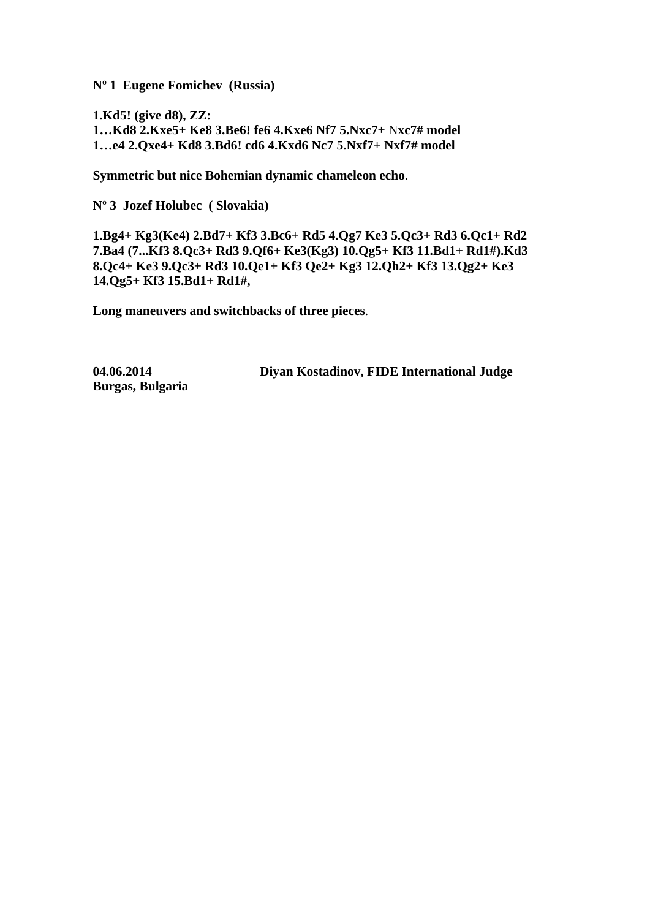**Nº 1  Eugene Fomichev  (Russia)**

**1.Kd5! (give d8), ZZ:**
**1…Kd8 2.Kxe5+ Ke8 3.Be6! fe6 4.Kxe6 Nf7 5.Nxc7+ Nxc7# model**
**1…e4 2.Qxe4+ Kd8 3.Bd6! cd6 4.Kxd6 Nc7 5.Nxf7+ Nxf7# model**

**Symmetric but nice Bohemian dynamic chameleon echo**.

**Nº 3  Jozef Holubec  ( Slovakia)**

**1.Bg4+ Kg3(Ke4) 2.Bd7+ Kf3 3.Bc6+ Rd5 4.Qg7 Ke3 5.Qc3+ Rd3 6.Qc1+ Rd2 7.Ba4 (7...Kf3 8.Qc3+ Rd3 9.Qf6+ Ke3(Kg3) 10.Qg5+ Kf3 11.Bd1+ Rd1#).Kd3 8.Qc4+ Ke3 9.Qc3+ Rd3 10.Qe1+ Kf3 Qe2+ Kg3 12.Qh2+ Kf3 13.Qg2+ Ke3 14.Qg5+ Kf3 15.Bd1+ Rd1#,**

**Long maneuvers and switchbacks of three pieces**.

**04.06.2014**                    **Diyan Kostadinov, FIDE International Judge**
**Burgas, Bulgaria**